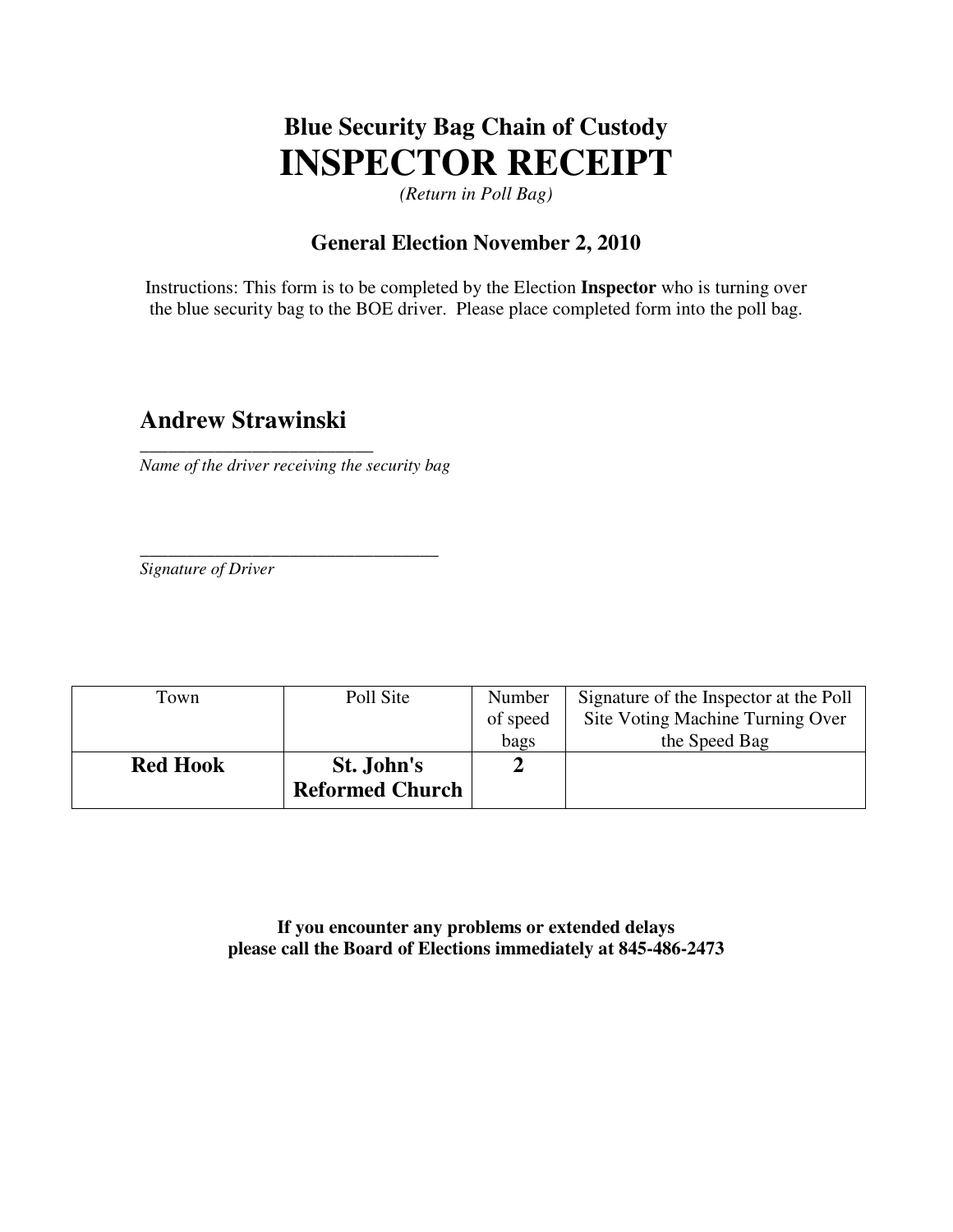## Blue Security Bag Chain of Custody

# INSPECTOR RECEIPT

*(Return in Poll Bag)*

### General Election November 2, 2010

Instructions: This form is to be completed by the Election **Inspector** who is turning over the blue security bag to the BOE driver. Please place completed form into the poll bag.

**Andrew Strawinski**
_________________________
*Name of the driver receiving the security bag*

_________________________________
*Signature of Driver*

| Town | Poll Site | Number of speed bags | Signature of the Inspector at the Poll Site Voting Machine Turning Over the Speed Bag |
|---|---|---|---|
| **Red Hook** | **St. John's Reformed Church** | **2** | |

**If you encounter any problems or extended delays please call the Board of Elections immediately at 845-486-2473**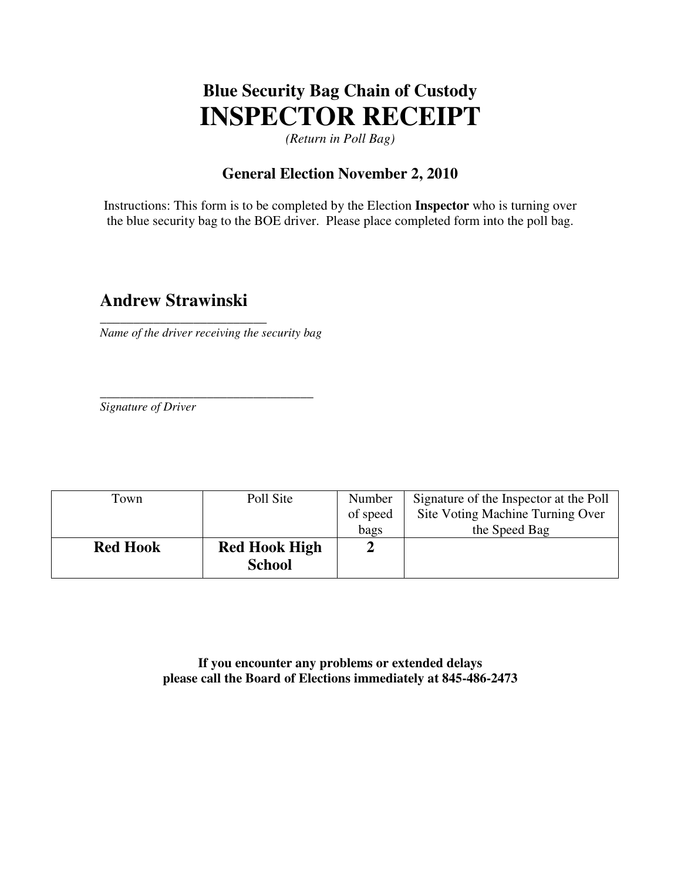## Blue Security Bag Chain of Custody

# INSPECTOR RECEIPT

*(Return in Poll Bag)*

### General Election November 2, 2010

Instructions: This form is to be completed by the Election **Inspector** who is turning over the blue security bag to the BOE driver. Please place completed form into the poll bag.

**Andrew Strawinski**
_________________________
*Name of the driver receiving the security bag*

__________________________________
*Signature of Driver*

| Town | Poll Site | Number of speed bags | Signature of the Inspector at the Poll Site Voting Machine Turning Over the Speed Bag |
|---|---|---|---|
| **Red Hook** | **Red Hook High School** | **2** | |

**If you encounter any problems or extended delays please call the Board of Elections immediately at 845-486-2473**